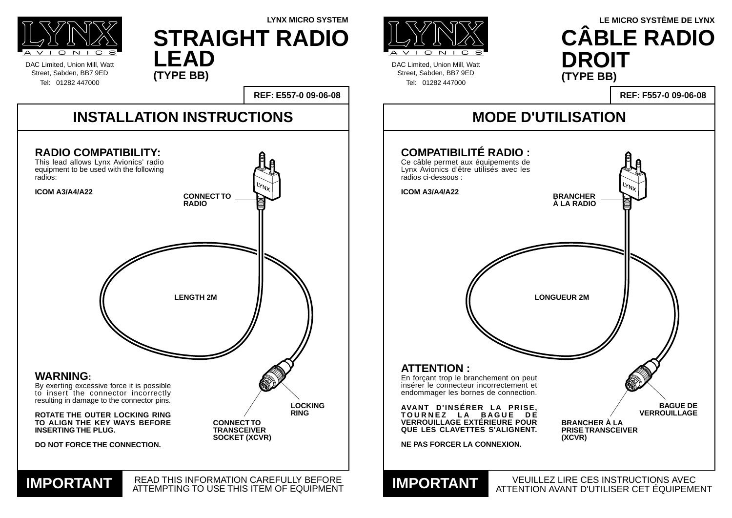LYNX AVIONICS

DAC Limited, Union Mill, Watt Street, Sabden, BB7 9ED
Tel: 01282 447000

**LYNX MICRO SYSTEM**

# STRAIGHT RADIO LEAD

**(TYPE BB)**

**REF: E557-0 09-06-08**

## INSTALLATION INSTRUCTIONS

### RADIO COMPATIBILITY:

This lead allows Lynx Avionics' radio equipment to be used with the following radios:

**ICOM A3/A4/A22**

**CONNECT TO RADIO**

**LENGTH 2M**

**LOCKING RING**

**CONNECT TO TRANSCEIVER SOCKET (XCVR)**

### WARNING:

By exerting excessive force it is possible to insert the connector incorrectly resulting in damage to the connector pins.

**ROTATE THE OUTER LOCKING RING TO ALIGN THE KEY WAYS BEFORE INSERTING THE PLUG.**

**DO NOT FORCE THE CONNECTION.**

**IMPORTANT** READ THIS INFORMATION CAREFULLY BEFORE ATTEMPTING TO USE THIS ITEM OF EQUIPMENT

---

LYNX AVIONICS

DAC Limited, Union Mill, Watt Street, Sabden, BB7 9ED
Tel: 01282 447000

**LE MICRO SYSTÈME DE LYNX**

# CÂBLE RADIO DROIT

**(TYPE BB)**

**REF: F557-0 09-06-08**

## MODE D'UTILISATION

### COMPATIBILITÉ RADIO :

Ce câble permet aux équipements de Lynx Avionics d'être utilisés avec les radios ci-dessous :

**ICOM A3/A4/A22**

**BRANCHER À LA RADIO**

**LONGUEUR 2M**

**BAGUE DE VERROUILLAGE**

**BRANCHER À LA PRISE TRANSCEIVER (XCVR)**

### ATTENTION :

En forçant trop le branchement on peut insérer le connecteur incorrectement et endommager les bornes de connection.

**AVANT D'INSÉRER LA PRISE, TOURNEZ LA BAGUE DE VERROUILLAGE EXTÉRIEURE POUR QUE LES CLAVETTES S'ALIGNENT.**

**NE PAS FORCER LA CONNEXION.**

**IMPORTANT** VEUILLEZ LIRE CES INSTRUCTIONS AVEC ATTENTION AVANT D'UTILISER CET ÉQUIPEMENT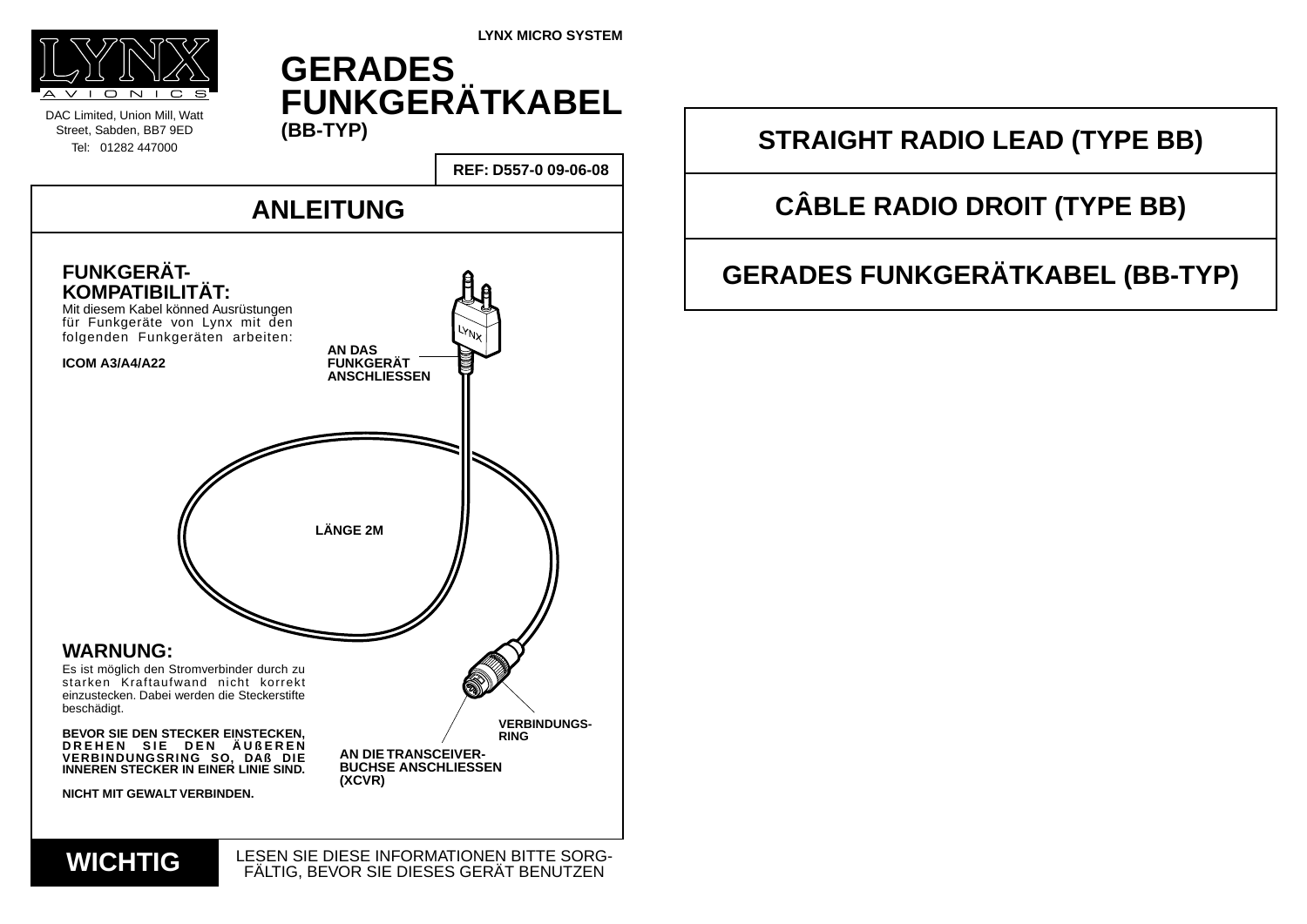LYNX AVIONICS

DAC Limited, Union Mill, Watt Street, Sabden, BB7 9ED
Tel: 01282 447000

LYNX MICRO SYSTEM

# GERADES FUNKGERÄTKABEL (BB-TYP)

REF: D557-0 09-06-08

## ANLEITUNG

### FUNKGERÄT-KOMPATIBILITÄT:

Mit diesem Kabel könned Ausrüstungen für Funkgeräte von Lynx mit den folgenden Funkgeräten arbeiten:

**ICOM A3/A4/A22**

AN DAS FUNKGERÄT ANSCHLIESSEN

LÄNGE 2M

VERBINDUNGS-RING

AN DIE TRANSCEIVER-BUCHSE ANSCHLIESSEN (XCVR)

### WARNUNG:

Es ist möglich den Stromverbinder durch zu starken Kraftaufwand nicht korrekt einzustecken. Dabei werden die Steckerstifte beschädigt.

**BEVOR SIE DEN STECKER EINSTECKEN, DREHEN SIE DEN ÄUßEREN VERBINDUNGSRING SO, DAß DIE INNEREN STECKER IN EINER LINIE SIND.**

**NICHT MIT GEWALT VERBINDEN.**

**WICHTIG** LESEN SIE DIESE INFORMATIONEN BITTE SORGFÄLTIG, BEVOR SIE DIESES GERÄT BENUTZEN

## STRAIGHT RADIO LEAD (TYPE BB)

## CÂBLE RADIO DROIT (TYPE BB)

## GERADES FUNKGERÄTKABEL (BB-TYP)